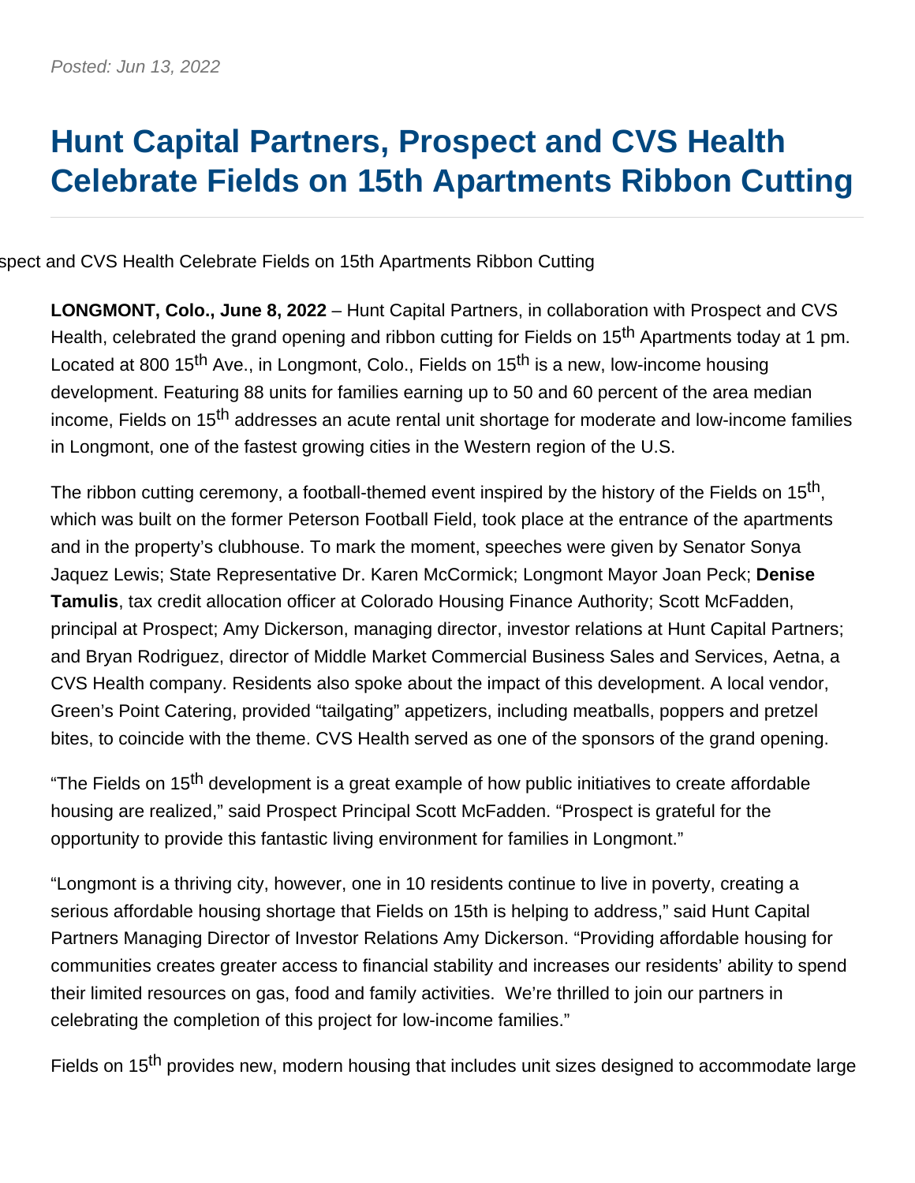*Posted: Jun 13, 2022*

# Hunt Capital Partners, Prospect and CVS Health Celebrate Fields on 15th Apartments Ribbon Cutting

spect and CVS Health Celebrate Fields on 15th Apartments Ribbon Cutting

**LONGMONT, Colo., June 8, 2022** – Hunt Capital Partners, in collaboration with Prospect and CVS Health, celebrated the grand opening and ribbon cutting for Fields on 15th Apartments today at 1 pm. Located at 800 15th Ave., in Longmont, Colo., Fields on 15th is a new, low-income housing development. Featuring 88 units for families earning up to 50 and 60 percent of the area median income, Fields on 15th addresses an acute rental unit shortage for moderate and low-income families in Longmont, one of the fastest growing cities in the Western region of the U.S.

The ribbon cutting ceremony, a football-themed event inspired by the history of the Fields on 15th, which was built on the former Peterson Football Field, took place at the entrance of the apartments and in the property's clubhouse. To mark the moment, speeches were given by Senator Sonya Jaquez Lewis; State Representative Dr. Karen McCormick; Longmont Mayor Joan Peck; **Denise Tamulis**, tax credit allocation officer at Colorado Housing Finance Authority; Scott McFadden, principal at Prospect; Amy Dickerson, managing director, investor relations at Hunt Capital Partners; and Bryan Rodriguez, director of Middle Market Commercial Business Sales and Services, Aetna, a CVS Health company. Residents also spoke about the impact of this development. A local vendor, Green's Point Catering, provided "tailgating" appetizers, including meatballs, poppers and pretzel bites, to coincide with the theme. CVS Health served as one of the sponsors of the grand opening.

"The Fields on 15th development is a great example of how public initiatives to create affordable housing are realized," said Prospect Principal Scott McFadden. "Prospect is grateful for the opportunity to provide this fantastic living environment for families in Longmont."

"Longmont is a thriving city, however, one in 10 residents continue to live in poverty, creating a serious affordable housing shortage that Fields on 15th is helping to address," said Hunt Capital Partners Managing Director of Investor Relations Amy Dickerson. "Providing affordable housing for communities creates greater access to financial stability and increases our residents' ability to spend their limited resources on gas, food and family activities.  We're thrilled to join our partners in celebrating the completion of this project for low-income families."

Fields on 15th provides new, modern housing that includes unit sizes designed to accommodate large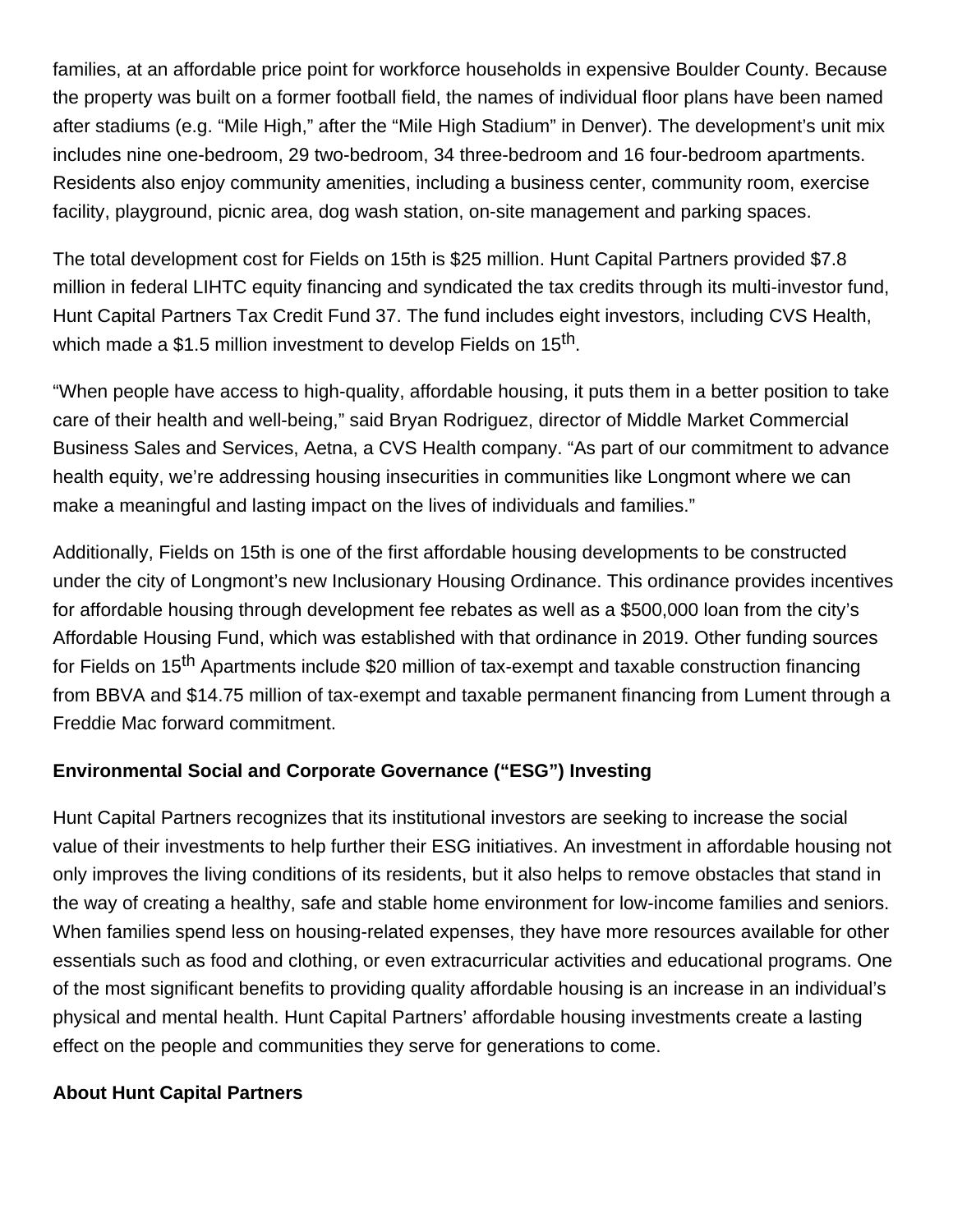families, at an affordable price point for workforce households in expensive Boulder County. Because the property was built on a former football field, the names of individual floor plans have been named after stadiums (e.g. "Mile High," after the "Mile High Stadium" in Denver). The development's unit mix includes nine one-bedroom, 29 two-bedroom, 34 three-bedroom and 16 four-bedroom apartments. Residents also enjoy community amenities, including a business center, community room, exercise facility, playground, picnic area, dog wash station, on-site management and parking spaces.

The total development cost for Fields on 15th is $25 million. Hunt Capital Partners provided $7.8 million in federal LIHTC equity financing and syndicated the tax credits through its multi-investor fund, Hunt Capital Partners Tax Credit Fund 37. The fund includes eight investors, including CVS Health, which made a $1.5 million investment to develop Fields on 15th.

"When people have access to high-quality, affordable housing, it puts them in a better position to take care of their health and well-being," said Bryan Rodriguez, director of Middle Market Commercial Business Sales and Services, Aetna, a CVS Health company. "As part of our commitment to advance health equity, we're addressing housing insecurities in communities like Longmont where we can make a meaningful and lasting impact on the lives of individuals and families."

Additionally, Fields on 15th is one of the first affordable housing developments to be constructed under the city of Longmont's new Inclusionary Housing Ordinance. This ordinance provides incentives for affordable housing through development fee rebates as well as a $500,000 loan from the city's Affordable Housing Fund, which was established with that ordinance in 2019. Other funding sources for Fields on 15th Apartments include $20 million of tax-exempt and taxable construction financing from BBVA and $14.75 million of tax-exempt and taxable permanent financing from Lument through a Freddie Mac forward commitment.

**Environmental Social and Corporate Governance ("ESG") Investing**

Hunt Capital Partners recognizes that its institutional investors are seeking to increase the social value of their investments to help further their ESG initiatives. An investment in affordable housing not only improves the living conditions of its residents, but it also helps to remove obstacles that stand in the way of creating a healthy, safe and stable home environment for low-income families and seniors. When families spend less on housing-related expenses, they have more resources available for other essentials such as food and clothing, or even extracurricular activities and educational programs. One of the most significant benefits to providing quality affordable housing is an increase in an individual's physical and mental health. Hunt Capital Partners' affordable housing investments create a lasting effect on the people and communities they serve for generations to come.

**About Hunt Capital Partners**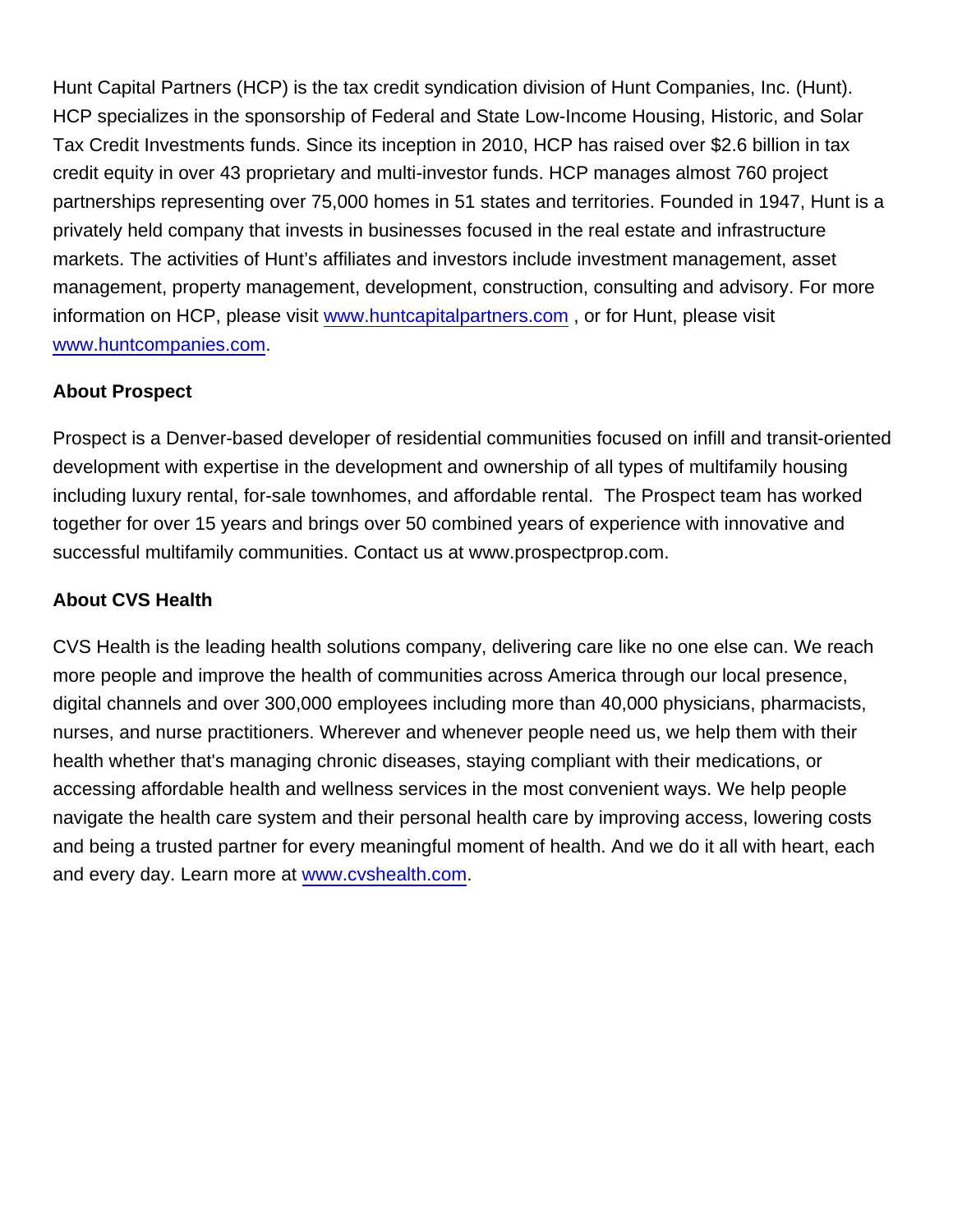Hunt Capital Partners (HCP) is the tax credit syndication division of Hunt Companies, Inc. (Hunt). HCP specializes in the sponsorship of Federal and State Low-Income Housing, Historic, and Solar Tax Credit Investments funds. Since its inception in 2010, HCP has raised over $2.6 billion in tax credit equity in over 43 proprietary and multi-investor funds. HCP manages almost 760 project partnerships representing over 75,000 homes in 51 states and territories. Founded in 1947, Hunt is a privately held company that invests in businesses focused in the real estate and infrastructure markets. The activities of Hunt's affiliates and investors include investment management, asset management, property management, development, construction, consulting and advisory. For more information on HCP, please visit [www.huntcapitalpartners.com](http://www.huntcapitalpartners.com) , or for Hunt, please visit [www.huntcompanies.com](http://www.huntcompanies.com).

**About Prospect**

Prospect is a Denver-based developer of residential communities focused on infill and transit-oriented development with expertise in the development and ownership of all types of multifamily housing including luxury rental, for-sale townhomes, and affordable rental. The Prospect team has worked together for over 15 years and brings over 50 combined years of experience with innovative and successful multifamily communities. Contact us at www.prospectprop.com.

**About CVS Health**

CVS Health is the leading health solutions company, delivering care like no one else can. We reach more people and improve the health of communities across America through our local presence, digital channels and over 300,000 employees including more than 40,000 physicians, pharmacists, nurses, and nurse practitioners. Wherever and whenever people need us, we help them with their health whether that's managing chronic diseases, staying compliant with their medications, or accessing affordable health and wellness services in the most convenient ways. We help people navigate the health care system and their personal health care by improving access, lowering costs and being a trusted partner for every meaningful moment of health. And we do it all with heart, each and every day. Learn more at [www.cvshealth.com](http://www.cvshealth.com).